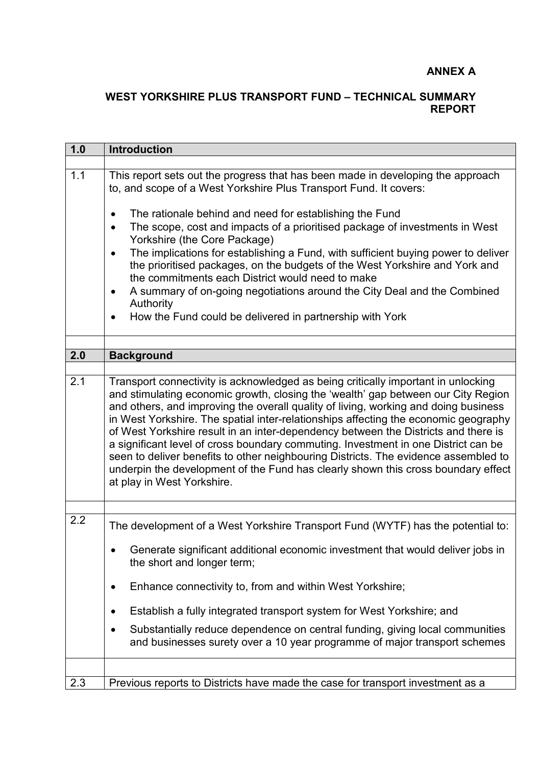**ANNEX A**

**WEST YORKSHIRE PLUS TRANSPORT FUND – TECHNICAL SUMMARY REPORT**

| **1.0** | **Introduction** |
|---|---|
| | |
| 1.1 | This report sets out the progress that has been made in developing the approach to, and scope of a West Yorkshire Plus Transport Fund. It covers:<br><br>• The rationale behind and need for establishing the Fund<br>• The scope, cost and impacts of a prioritised package of investments in West Yorkshire (the Core Package)<br>• The implications for establishing a Fund, with sufficient buying power to deliver the prioritised packages, on the budgets of the West Yorkshire and York and the commitments each District would need to make<br>• A summary of on-going negotiations around the City Deal and the Combined Authority<br>• How the Fund could be delivered in partnership with York |
| | |
| **2.0** | **Background** |
| | |
| 2.1 | Transport connectivity is acknowledged as being critically important in unlocking and stimulating economic growth, closing the 'wealth' gap between our City Region and others, and improving the overall quality of living, working and doing business in West Yorkshire. The spatial inter-relationships affecting the economic geography of West Yorkshire result in an inter-dependency between the Districts and there is a significant level of cross boundary commuting. Investment in one District can be seen to deliver benefits to other neighbouring Districts. The evidence assembled to underpin the development of the Fund has clearly shown this cross boundary effect at play in West Yorkshire. |
| | |
| 2.2 | The development of a West Yorkshire Transport Fund (WYTF) has the potential to:<br><br>• Generate significant additional economic investment that would deliver jobs in the short and longer term;<br>• Enhance connectivity to, from and within West Yorkshire;<br>• Establish a fully integrated transport system for West Yorkshire; and<br>• Substantially reduce dependence on central funding, giving local communities and businesses surety over a 10 year programme of major transport schemes |
| | |
| 2.3 | Previous reports to Districts have made the case for transport investment as a |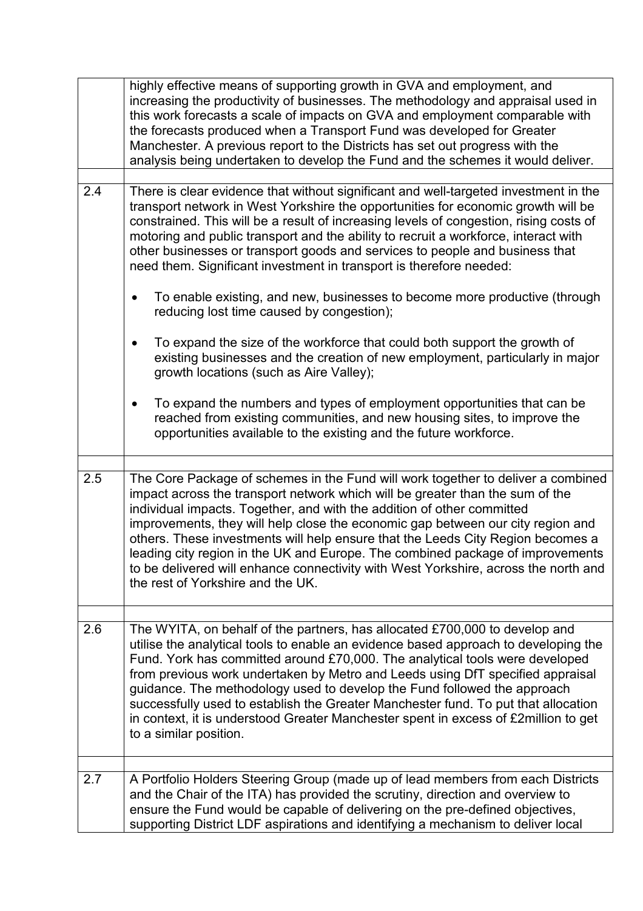| | |
|---|---|
| | highly effective means of supporting growth in GVA and employment, and increasing the productivity of businesses. The methodology and appraisal used in this work forecasts a scale of impacts on GVA and employment comparable with the forecasts produced when a Transport Fund was developed for Greater Manchester. A previous report to the Districts has set out progress with the analysis being undertaken to develop the Fund and the schemes it would deliver. |
| | |
| 2.4 | There is clear evidence that without significant and well-targeted investment in the transport network in West Yorkshire the opportunities for economic growth will be constrained. This will be a result of increasing levels of congestion, rising costs of motoring and public transport and the ability to recruit a workforce, interact with other businesses or transport goods and services to people and business that need them. Significant investment in transport is therefore needed:<br><br>• To enable existing, and new, businesses to become more productive (through reducing lost time caused by congestion);<br><br>• To expand the size of the workforce that could both support the growth of existing businesses and the creation of new employment, particularly in major growth locations (such as Aire Valley);<br><br>• To expand the numbers and types of employment opportunities that can be reached from existing communities, and new housing sites, to improve the opportunities available to the existing and the future workforce. |
| | |
| 2.5 | The Core Package of schemes in the Fund will work together to deliver a combined impact across the transport network which will be greater than the sum of the individual impacts. Together, and with the addition of other committed improvements, they will help close the economic gap between our city region and others. These investments will help ensure that the Leeds City Region becomes a leading city region in the UK and Europe. The combined package of improvements to be delivered will enhance connectivity with West Yorkshire, across the north and the rest of Yorkshire and the UK. |
| | |
| 2.6 | The WYITA, on behalf of the partners, has allocated £700,000 to develop and utilise the analytical tools to enable an evidence based approach to developing the Fund. York has committed around £70,000. The analytical tools were developed from previous work undertaken by Metro and Leeds using DfT specified appraisal guidance. The methodology used to develop the Fund followed the approach successfully used to establish the Greater Manchester fund. To put that allocation in context, it is understood Greater Manchester spent in excess of £2million to get to a similar position. |
| | |
| 2.7 | A Portfolio Holders Steering Group (made up of lead members from each Districts and the Chair of the ITA) has provided the scrutiny, direction and overview to ensure the Fund would be capable of delivering on the pre-defined objectives, supporting District LDF aspirations and identifying a mechanism to deliver local |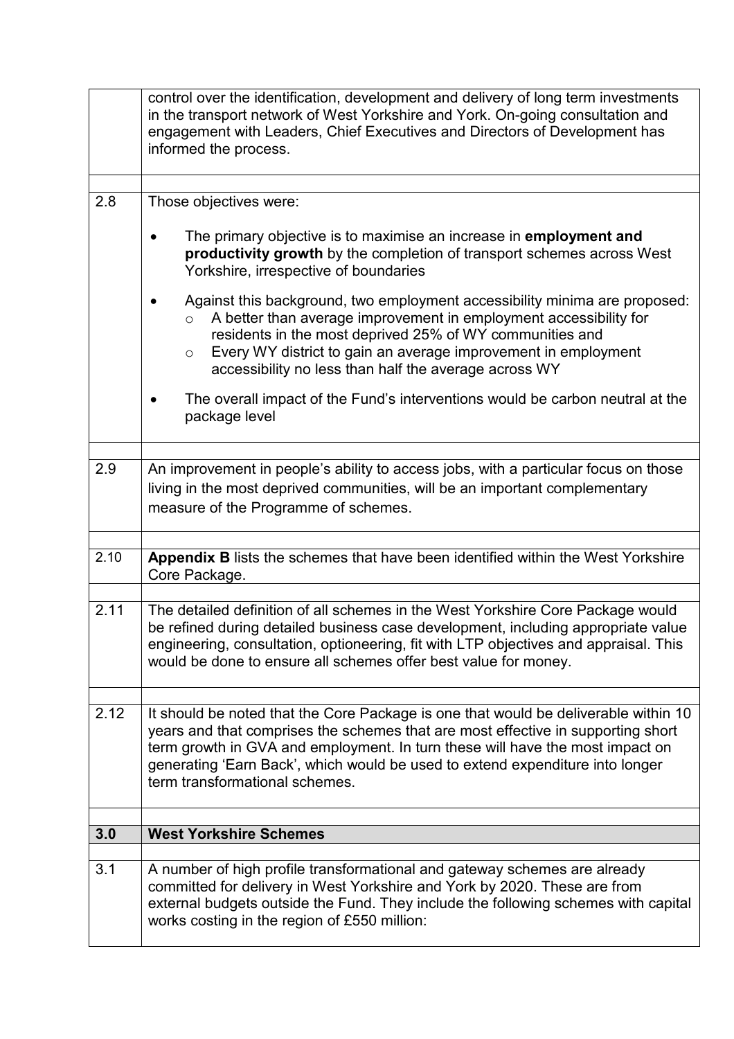control over the identification, development and delivery of long term investments in the transport network of West Yorkshire and York. On-going consultation and engagement with Leaders, Chief Executives and Directors of Development has informed the process.

2.8 Those objectives were:

- The primary objective is to maximise an increase in **employment and productivity growth** by the completion of transport schemes across West Yorkshire, irrespective of boundaries
- Against this background, two employment accessibility minima are proposed:
  - A better than average improvement in employment accessibility for residents in the most deprived 25% of WY communities and
  - Every WY district to gain an average improvement in employment accessibility no less than half the average across WY
- The overall impact of the Fund's interventions would be carbon neutral at the package level

2.9 An improvement in people's ability to access jobs, with a particular focus on those living in the most deprived communities, will be an important complementary measure of the Programme of schemes.

2.10 **Appendix B** lists the schemes that have been identified within the West Yorkshire Core Package.

2.11 The detailed definition of all schemes in the West Yorkshire Core Package would be refined during detailed business case development, including appropriate value engineering, consultation, optioneering, fit with LTP objectives and appraisal. This would be done to ensure all schemes offer best value for money.

2.12 It should be noted that the Core Package is one that would be deliverable within 10 years and that comprises the schemes that are most effective in supporting short term growth in GVA and employment. In turn these will have the most impact on generating 'Earn Back', which would be used to extend expenditure into longer term transformational schemes.

## 3.0 West Yorkshire Schemes

3.1 A number of high profile transformational and gateway schemes are already committed for delivery in West Yorkshire and York by 2020. These are from external budgets outside the Fund. They include the following schemes with capital works costing in the region of £550 million: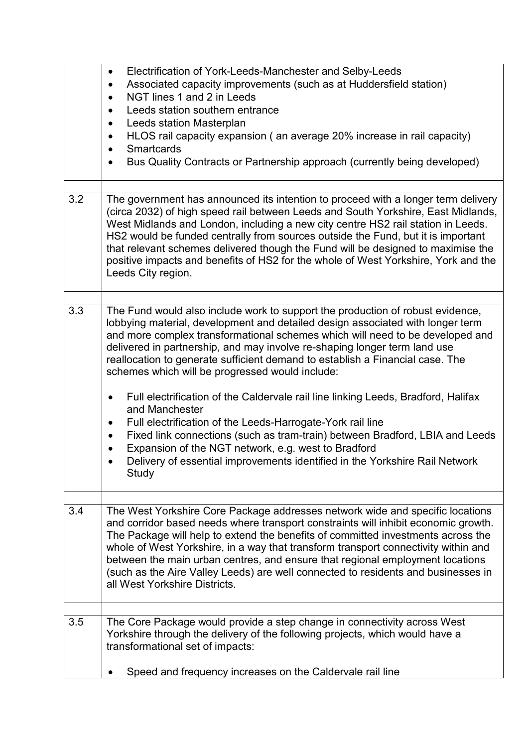| | |
|---|---|
| | • Electrification of York-Leeds-Manchester and Selby-Leeds<br>• Associated capacity improvements (such as at Huddersfield station)<br>• NGT lines 1 and 2 in Leeds<br>• Leeds station southern entrance<br>• Leeds station Masterplan<br>• HLOS rail capacity expansion ( an average 20% increase in rail capacity)<br>• Smartcards<br>• Bus Quality Contracts or Partnership approach (currently being developed) |
| | |
| 3.2 | The government has announced its intention to proceed with a longer term delivery (circa 2032) of high speed rail between Leeds and South Yorkshire, East Midlands, West Midlands and London, including a new city centre HS2 rail station in Leeds. HS2 would be funded centrally from sources outside the Fund, but it is important that relevant schemes delivered though the Fund will be designed to maximise the positive impacts and benefits of HS2 for the whole of West Yorkshire, York and the Leeds City region. |
| | |
| 3.3 | The Fund would also include work to support the production of robust evidence, lobbying material, development and detailed design associated with longer term and more complex transformational schemes which will need to be developed and delivered in partnership, and may involve re-shaping longer term land use reallocation to generate sufficient demand to establish a Financial case. The schemes which will be progressed would include:<br><br>• Full electrification of the Caldervale rail line linking Leeds, Bradford, Halifax and Manchester<br>• Full electrification of the Leeds-Harrogate-York rail line<br>• Fixed link connections (such as tram-train) between Bradford, LBIA and Leeds<br>• Expansion of the NGT network, e.g. west to Bradford<br>• Delivery of essential improvements identified in the Yorkshire Rail Network Study |
| | |
| 3.4 | The West Yorkshire Core Package addresses network wide and specific locations and corridor based needs where transport constraints will inhibit economic growth. The Package will help to extend the benefits of committed investments across the whole of West Yorkshire, in a way that transform transport connectivity within and between the main urban centres, and ensure that regional employment locations (such as the Aire Valley Leeds) are well connected to residents and businesses in all West Yorkshire Districts. |
| | |
| 3.5 | The Core Package would provide a step change in connectivity across West Yorkshire through the delivery of the following projects, which would have a transformational set of impacts:<br><br>• Speed and frequency increases on the Caldervale rail line |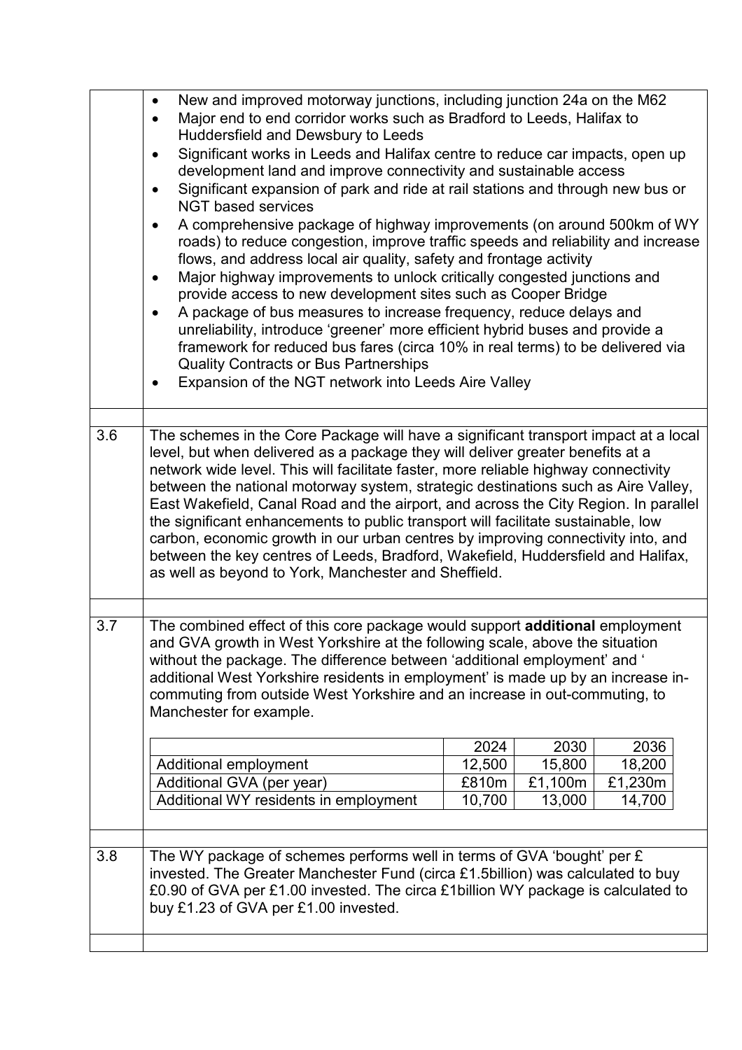- New and improved motorway junctions, including junction 24a on the M62
- Major end to end corridor works such as Bradford to Leeds, Halifax to Huddersfield and Dewsbury to Leeds
- Significant works in Leeds and Halifax centre to reduce car impacts, open up development land and improve connectivity and sustainable access
- Significant expansion of park and ride at rail stations and through new bus or NGT based services
- A comprehensive package of highway improvements (on around 500km of WY roads) to reduce congestion, improve traffic speeds and reliability and increase flows, and address local air quality, safety and frontage activity
- Major highway improvements to unlock critically congested junctions and provide access to new development sites such as Cooper Bridge
- A package of bus measures to increase frequency, reduce delays and unreliability, introduce 'greener' more efficient hybrid buses and provide a framework for reduced bus fares (circa 10% in real terms) to be delivered via Quality Contracts or Bus Partnerships
- Expansion of the NGT network into Leeds Aire Valley

3.6 The schemes in the Core Package will have a significant transport impact at a local level, but when delivered as a package they will deliver greater benefits at a network wide level. This will facilitate faster, more reliable highway connectivity between the national motorway system, strategic destinations such as Aire Valley, East Wakefield, Canal Road and the airport, and across the City Region. In parallel the significant enhancements to public transport will facilitate sustainable, low carbon, economic growth in our urban centres by improving connectivity into, and between the key centres of Leeds, Bradford, Wakefield, Huddersfield and Halifax, as well as beyond to York, Manchester and Sheffield.

3.7 The combined effect of this core package would support **additional** employment and GVA growth in West Yorkshire at the following scale, above the situation without the package. The difference between 'additional employment' and ' additional West Yorkshire residents in employment' is made up by an increase in-commuting from outside West Yorkshire and an increase in out-commuting, to Manchester for example.

| | 2024 | 2030 | 2036 |
|---|---|---|---|
| Additional employment | 12,500 | 15,800 | 18,200 |
| Additional GVA (per year) | £810m | £1,100m | £1,230m |
| Additional WY residents in employment | 10,700 | 13,000 | 14,700 |

3.8 The WY package of schemes performs well in terms of GVA 'bought' per £ invested. The Greater Manchester Fund (circa £1.5billion) was calculated to buy £0.90 of GVA per £1.00 invested. The circa £1billion WY package is calculated to buy £1.23 of GVA per £1.00 invested.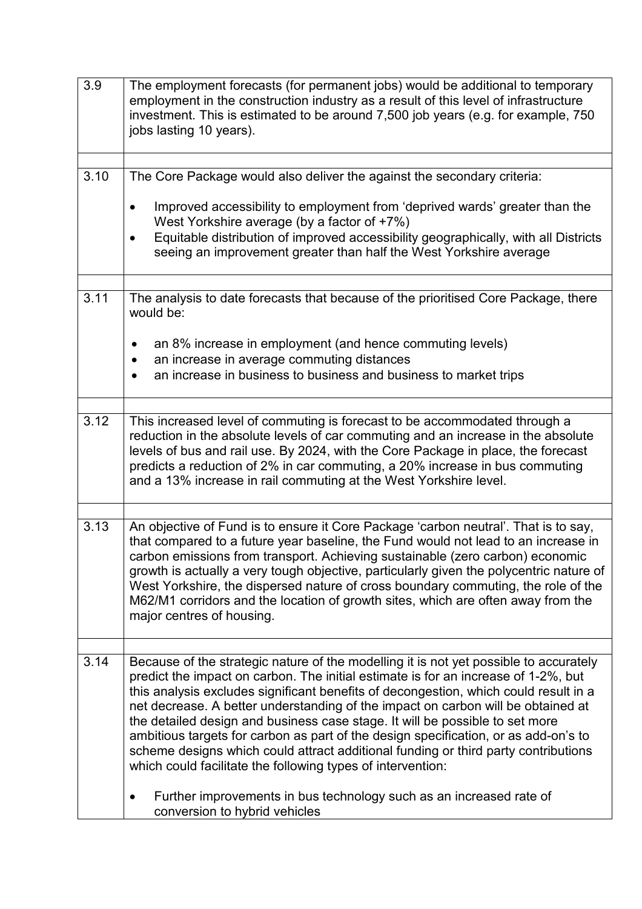| | |
|---|---|
| 3.9 | The employment forecasts (for permanent jobs) would be additional to temporary employment in the construction industry as a result of this level of infrastructure investment. This is estimated to be around 7,500 job years (e.g. for example, 750 jobs lasting 10 years). |
| | |
| 3.10 | The Core Package would also deliver the against the secondary criteria:<br><br>• Improved accessibility to employment from 'deprived wards' greater than the West Yorkshire average (by a factor of +7%)<br>• Equitable distribution of improved accessibility geographically, with all Districts seeing an improvement greater than half the West Yorkshire average |
| | |
| 3.11 | The analysis to date forecasts that because of the prioritised Core Package, there would be:<br><br>• an 8% increase in employment (and hence commuting levels)<br>• an increase in average commuting distances<br>• an increase in business to business and business to market trips |
| | |
| 3.12 | This increased level of commuting is forecast to be accommodated through a reduction in the absolute levels of car commuting and an increase in the absolute levels of bus and rail use. By 2024, with the Core Package in place, the forecast predicts a reduction of 2% in car commuting, a 20% increase in bus commuting and a 13% increase in rail commuting at the West Yorkshire level. |
| | |
| 3.13 | An objective of Fund is to ensure it Core Package 'carbon neutral'. That is to say, that compared to a future year baseline, the Fund would not lead to an increase in carbon emissions from transport. Achieving sustainable (zero carbon) economic growth is actually a very tough objective, particularly given the polycentric nature of West Yorkshire, the dispersed nature of cross boundary commuting, the role of the M62/M1 corridors and the location of growth sites, which are often away from the major centres of housing. |
| | |
| 3.14 | Because of the strategic nature of the modelling it is not yet possible to accurately predict the impact on carbon. The initial estimate is for an increase of 1-2%, but this analysis excludes significant benefits of decongestion, which could result in a net decrease. A better understanding of the impact on carbon will be obtained at the detailed design and business case stage. It will be possible to set more ambitious targets for carbon as part of the design specification, or as add-on's to scheme designs which could attract additional funding or third party contributions which could facilitate the following types of intervention:<br><br>• Further improvements in bus technology such as an increased rate of conversion to hybrid vehicles |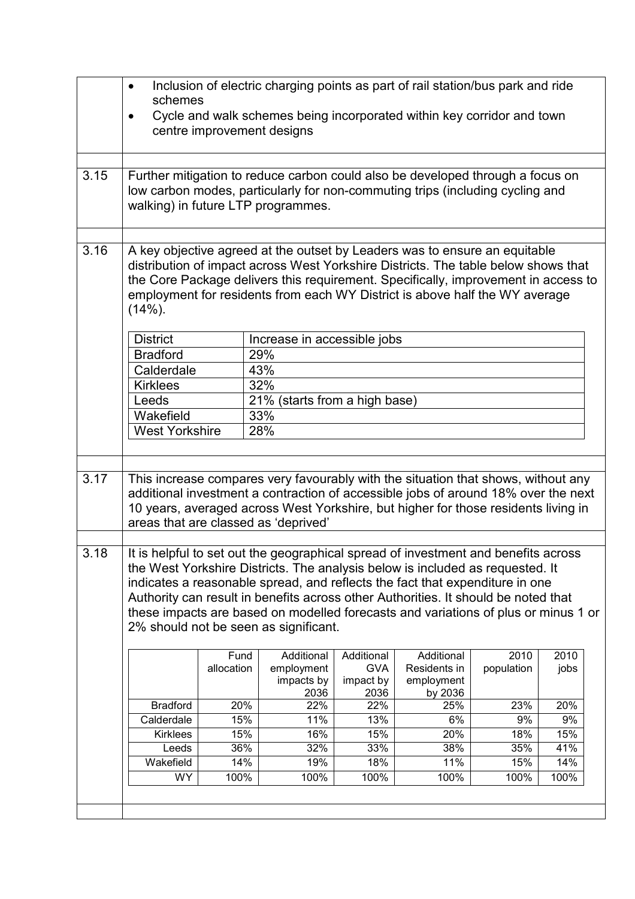- Inclusion of electric charging points as part of rail station/bus park and ride schemes
- Cycle and walk schemes being incorporated within key corridor and town centre improvement designs

3.15 Further mitigation to reduce carbon could also be developed through a focus on low carbon modes, particularly for non-commuting trips (including cycling and walking) in future LTP programmes.

3.16 A key objective agreed at the outset by Leaders was to ensure an equitable distribution of impact across West Yorkshire Districts. The table below shows that the Core Package delivers this requirement. Specifically, improvement in access to employment for residents from each WY District is above half the WY average (14%).

| District | Increase in accessible jobs |
|---|---|
| Bradford | 29% |
| Calderdale | 43% |
| Kirklees | 32% |
| Leeds | 21% (starts from a high base) |
| Wakefield | 33% |
| West Yorkshire | 28% |

3.17 This increase compares very favourably with the situation that shows, without any additional investment a contraction of accessible jobs of around 18% over the next 10 years, averaged across West Yorkshire, but higher for those residents living in areas that are classed as 'deprived'

3.18 It is helpful to set out the geographical spread of investment and benefits across the West Yorkshire Districts. The analysis below is included as requested. It indicates a reasonable spread, and reflects the fact that expenditure in one Authority can result in benefits across other Authorities. It should be noted that these impacts are based on modelled forecasts and variations of plus or minus 1 or 2% should not be seen as significant.

| | Fund allocation | Additional employment impacts by 2036 | Additional GVA impact by 2036 | Additional Residents in employment by 2036 | 2010 population | 2010 jobs |
|---|---|---|---|---|---|---|
| Bradford | 20% | 22% | 22% | 25% | 23% | 20% |
| Calderdale | 15% | 11% | 13% | 6% | 9% | 9% |
| Kirklees | 15% | 16% | 15% | 20% | 18% | 15% |
| Leeds | 36% | 32% | 33% | 38% | 35% | 41% |
| Wakefield | 14% | 19% | 18% | 11% | 15% | 14% |
| WY | 100% | 100% | 100% | 100% | 100% | 100% |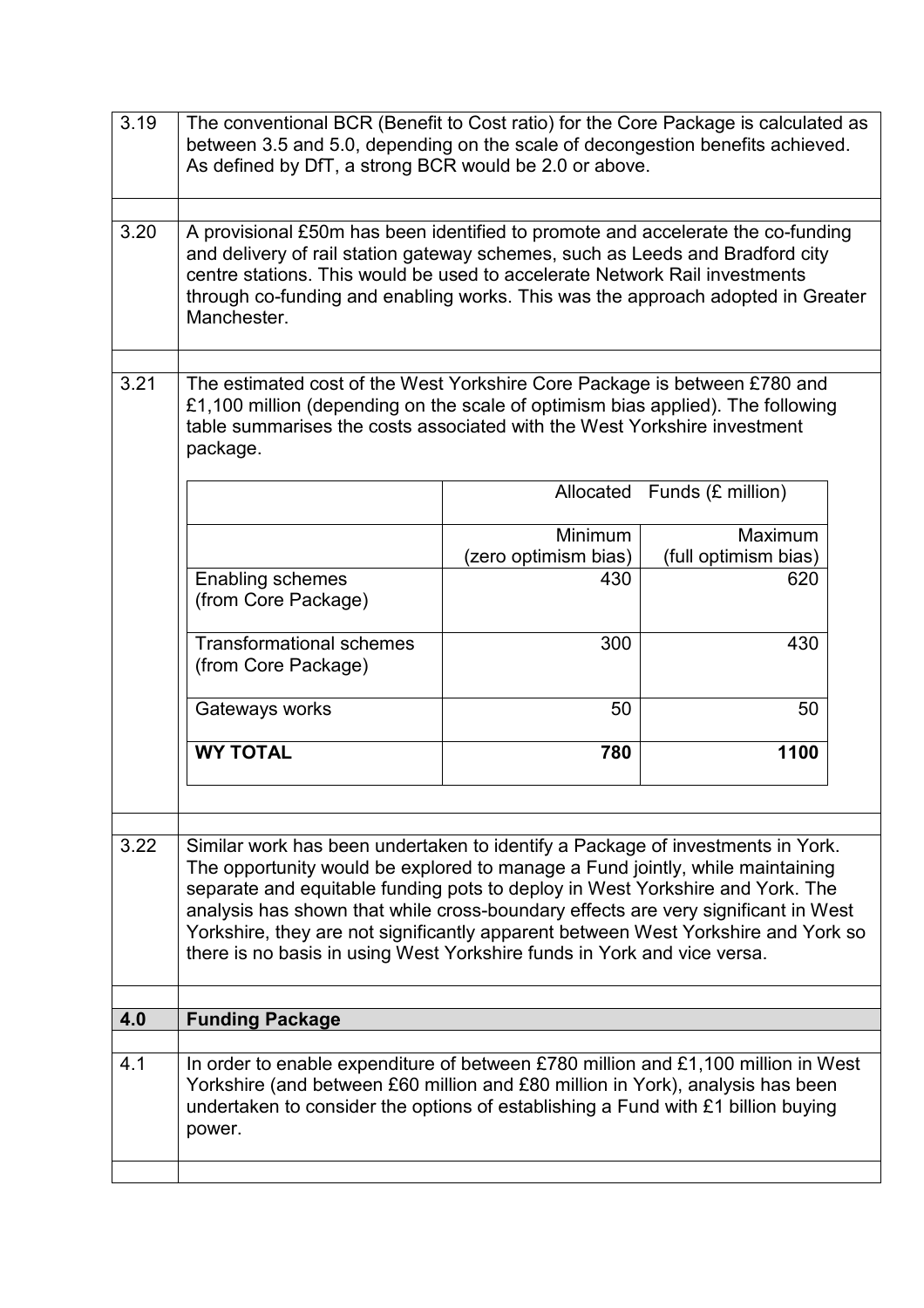3.19 The conventional BCR (Benefit to Cost ratio) for the Core Package is calculated as between 3.5 and 5.0, depending on the scale of decongestion benefits achieved. As defined by DfT, a strong BCR would be 2.0 or above.

3.20 A provisional £50m has been identified to promote and accelerate the co-funding and delivery of rail station gateway schemes, such as Leeds and Bradford city centre stations. This would be used to accelerate Network Rail investments through co-funding and enabling works. This was the approach adopted in Greater Manchester.

3.21 The estimated cost of the West Yorkshire Core Package is between £780 and £1,100 million (depending on the scale of optimism bias applied). The following table summarises the costs associated with the West Yorkshire investment package.

| | Allocated Funds (£ million) | |
|---|---|---|
| | Minimum (zero optimism bias) | Maximum (full optimism bias) |
| Enabling schemes (from Core Package) | 430 | 620 |
| Transformational schemes (from Core Package) | 300 | 430 |
| Gateways works | 50 | 50 |
| **WY TOTAL** | **780** | **1100** |

3.22 Similar work has been undertaken to identify a Package of investments in York. The opportunity would be explored to manage a Fund jointly, while maintaining separate and equitable funding pots to deploy in West Yorkshire and York. The analysis has shown that while cross-boundary effects are very significant in West Yorkshire, they are not significantly apparent between West Yorkshire and York so there is no basis in using West Yorkshire funds in York and vice versa.

## 4.0 Funding Package

4.1 In order to enable expenditure of between £780 million and £1,100 million in West Yorkshire (and between £60 million and £80 million in York), analysis has been undertaken to consider the options of establishing a Fund with £1 billion buying power.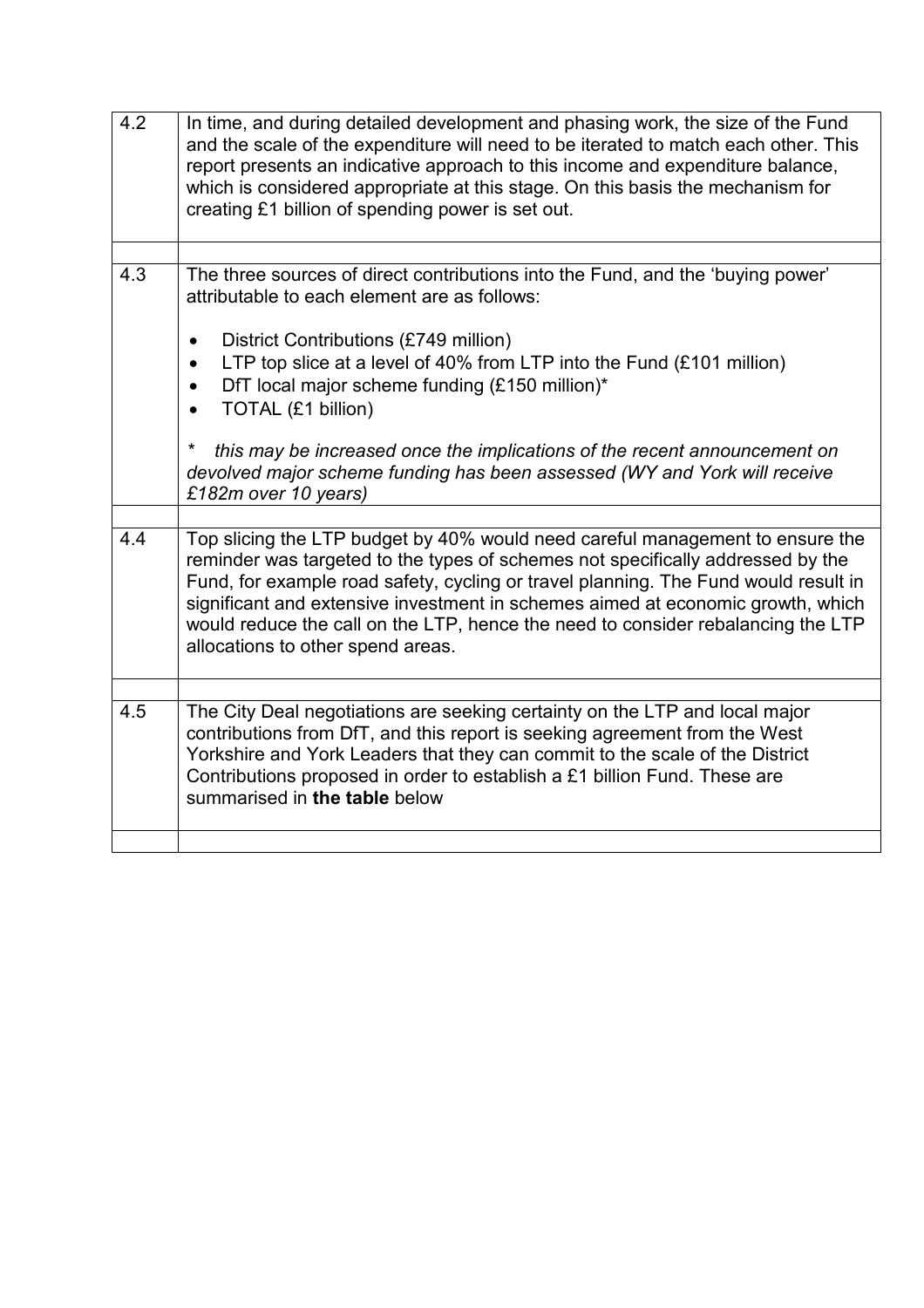| | |
|---|---|
| 4.2 | In time, and during detailed development and phasing work, the size of the Fund and the scale of the expenditure will need to be iterated to match each other. This report presents an indicative approach to this income and expenditure balance, which is considered appropriate at this stage. On this basis the mechanism for creating £1 billion of spending power is set out. |
| | |
| 4.3 | The three sources of direct contributions into the Fund, and the 'buying power' attributable to each element are as follows:<br><br>• District Contributions (£749 million)<br>• LTP top slice at a level of 40% from LTP into the Fund (£101 million)<br>• DfT local major scheme funding (£150 million)*<br>• TOTAL (£1 billion)<br><br>*\* this may be increased once the implications of the recent announcement on devolved major scheme funding has been assessed (WY and York will receive £182m over 10 years)* |
| | |
| 4.4 | Top slicing the LTP budget by 40% would need careful management to ensure the reminder was targeted to the types of schemes not specifically addressed by the Fund, for example road safety, cycling or travel planning. The Fund would result in significant and extensive investment in schemes aimed at economic growth, which would reduce the call on the LTP, hence the need to consider rebalancing the LTP allocations to other spend areas. |
| | |
| 4.5 | The City Deal negotiations are seeking certainty on the LTP and local major contributions from DfT, and this report is seeking agreement from the West Yorkshire and York Leaders that they can commit to the scale of the District Contributions proposed in order to establish a £1 billion Fund. These are summarised in **the table** below |
| | |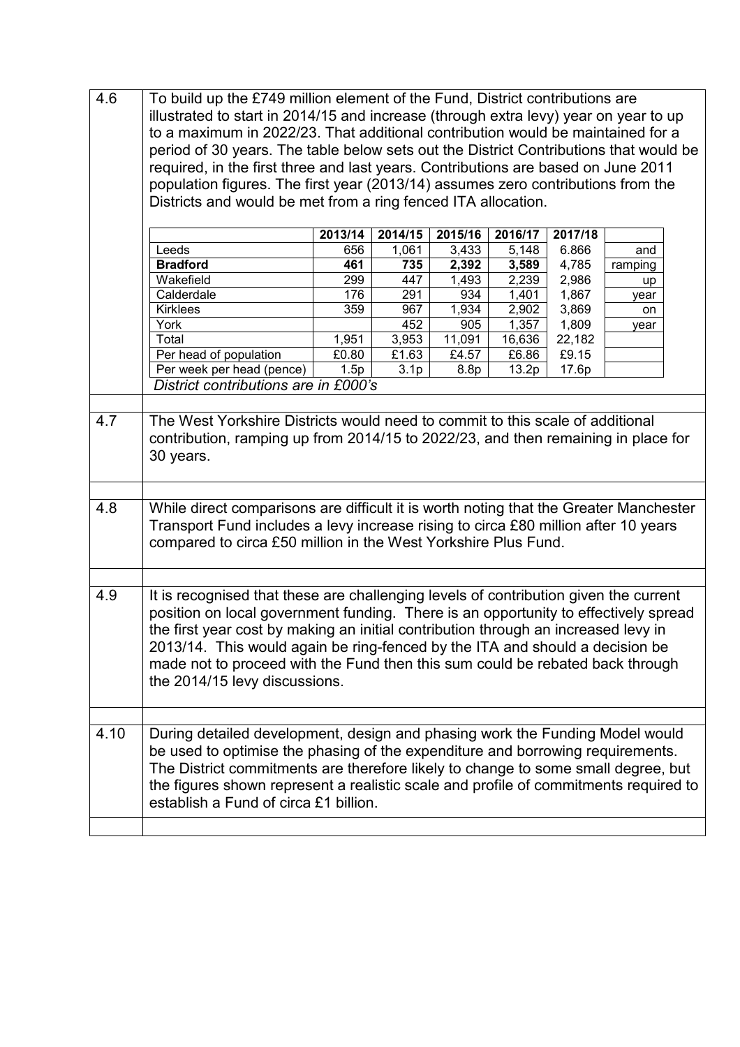4.6 To build up the £749 million element of the Fund, District contributions are illustrated to start in 2014/15 and increase (through extra levy) year on year to up to a maximum in 2022/23. That additional contribution would be maintained for a period of 30 years. The table below sets out the District Contributions that would be required, in the first three and last years. Contributions are based on June 2011 population figures. The first year (2013/14) assumes zero contributions from the Districts and would be met from a ring fenced ITA allocation.

| | 2013/14 | 2014/15 | 2015/16 | 2016/17 | 2017/18 | |
|---|---|---|---|---|---|---|
| Leeds | 656 | 1,061 | 3,433 | 5,148 | 6.866 | and |
| **Bradford** | **461** | **735** | **2,392** | **3,589** | 4,785 | ramping |
| Wakefield | 299 | 447 | 1,493 | 2,239 | 2,986 | up |
| Calderdale | 176 | 291 | 934 | 1,401 | 1,867 | year |
| Kirklees | 359 | 967 | 1,934 | 2,902 | 3,869 | on |
| York | | 452 | 905 | 1,357 | 1,809 | year |
| Total | 1,951 | 3,953 | 11,091 | 16,636 | 22,182 | |
| Per head of population | £0.80 | £1.63 | £4.57 | £6.86 | £9.15 | |
| Per week per head (pence) | 1.5p | 3.1p | 8.8p | 13.2p | 17.6p | |

*District contributions are in £000's*

4.7 The West Yorkshire Districts would need to commit to this scale of additional contribution, ramping up from 2014/15 to 2022/23, and then remaining in place for 30 years.

4.8 While direct comparisons are difficult it is worth noting that the Greater Manchester Transport Fund includes a levy increase rising to circa £80 million after 10 years compared to circa £50 million in the West Yorkshire Plus Fund.

4.9 It is recognised that these are challenging levels of contribution given the current position on local government funding. There is an opportunity to effectively spread the first year cost by making an initial contribution through an increased levy in 2013/14. This would again be ring-fenced by the ITA and should a decision be made not to proceed with the Fund then this sum could be rebated back through the 2014/15 levy discussions.

4.10 During detailed development, design and phasing work the Funding Model would be used to optimise the phasing of the expenditure and borrowing requirements. The District commitments are therefore likely to change to some small degree, but the figures shown represent a realistic scale and profile of commitments required to establish a Fund of circa £1 billion.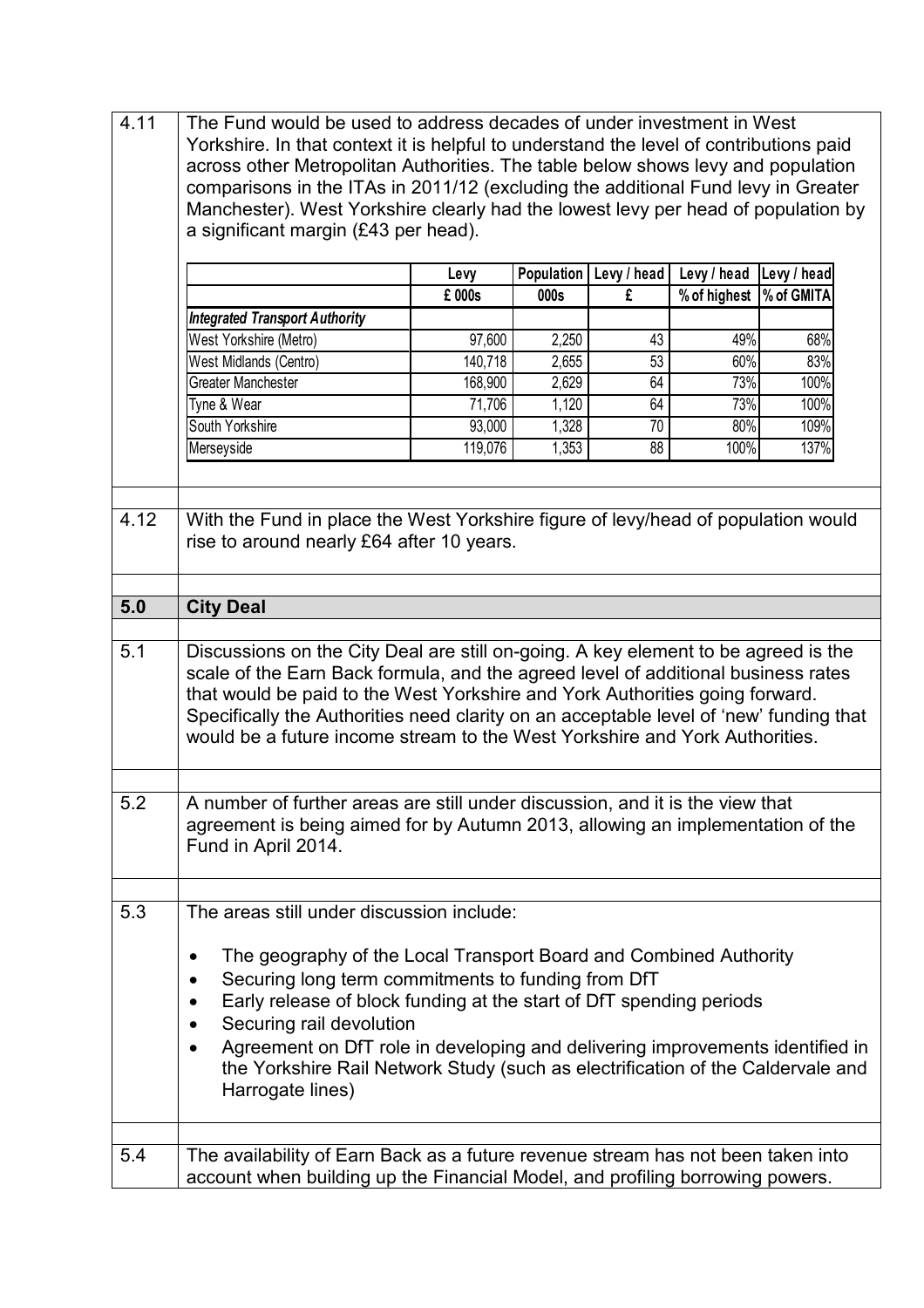4.11 The Fund would be used to address decades of under investment in West Yorkshire. In that context it is helpful to understand the level of contributions paid across other Metropolitan Authorities. The table below shows levy and population comparisons in the ITAs in 2011/12 (excluding the additional Fund levy in Greater Manchester). West Yorkshire clearly had the lowest levy per head of population by a significant margin (£43 per head).

| | Levy | Population | Levy / head | Levy / head | Levy / head |
|---|---|---|---|---|---|
| | £ 000s | 000s | £ | % of highest | % of GMITA |
| ***Integrated Transport Authority*** | | | | | |
| West Yorkshire (Metro) | 97,600 | 2,250 | 43 | 49% | 68% |
| West Midlands (Centro) | 140,718 | 2,655 | 53 | 60% | 83% |
| Greater Manchester | 168,900 | 2,629 | 64 | 73% | 100% |
| Tyne & Wear | 71,706 | 1,120 | 64 | 73% | 100% |
| South Yorkshire | 93,000 | 1,328 | 70 | 80% | 109% |
| Merseyside | 119,076 | 1,353 | 88 | 100% | 137% |

4.12 With the Fund in place the West Yorkshire figure of levy/head of population would rise to around nearly £64 after 10 years.

## 5.0 City Deal

5.1 Discussions on the City Deal are still on-going. A key element to be agreed is the scale of the Earn Back formula, and the agreed level of additional business rates that would be paid to the West Yorkshire and York Authorities going forward. Specifically the Authorities need clarity on an acceptable level of 'new' funding that would be a future income stream to the West Yorkshire and York Authorities.

5.2 A number of further areas are still under discussion, and it is the view that agreement is being aimed for by Autumn 2013, allowing an implementation of the Fund in April 2014.

5.3 The areas still under discussion include:

- The geography of the Local Transport Board and Combined Authority
- Securing long term commitments to funding from DfT
- Early release of block funding at the start of DfT spending periods
- Securing rail devolution
- Agreement on DfT role in developing and delivering improvements identified in the Yorkshire Rail Network Study (such as electrification of the Caldervale and Harrogate lines)

5.4 The availability of Earn Back as a future revenue stream has not been taken into account when building up the Financial Model, and profiling borrowing powers.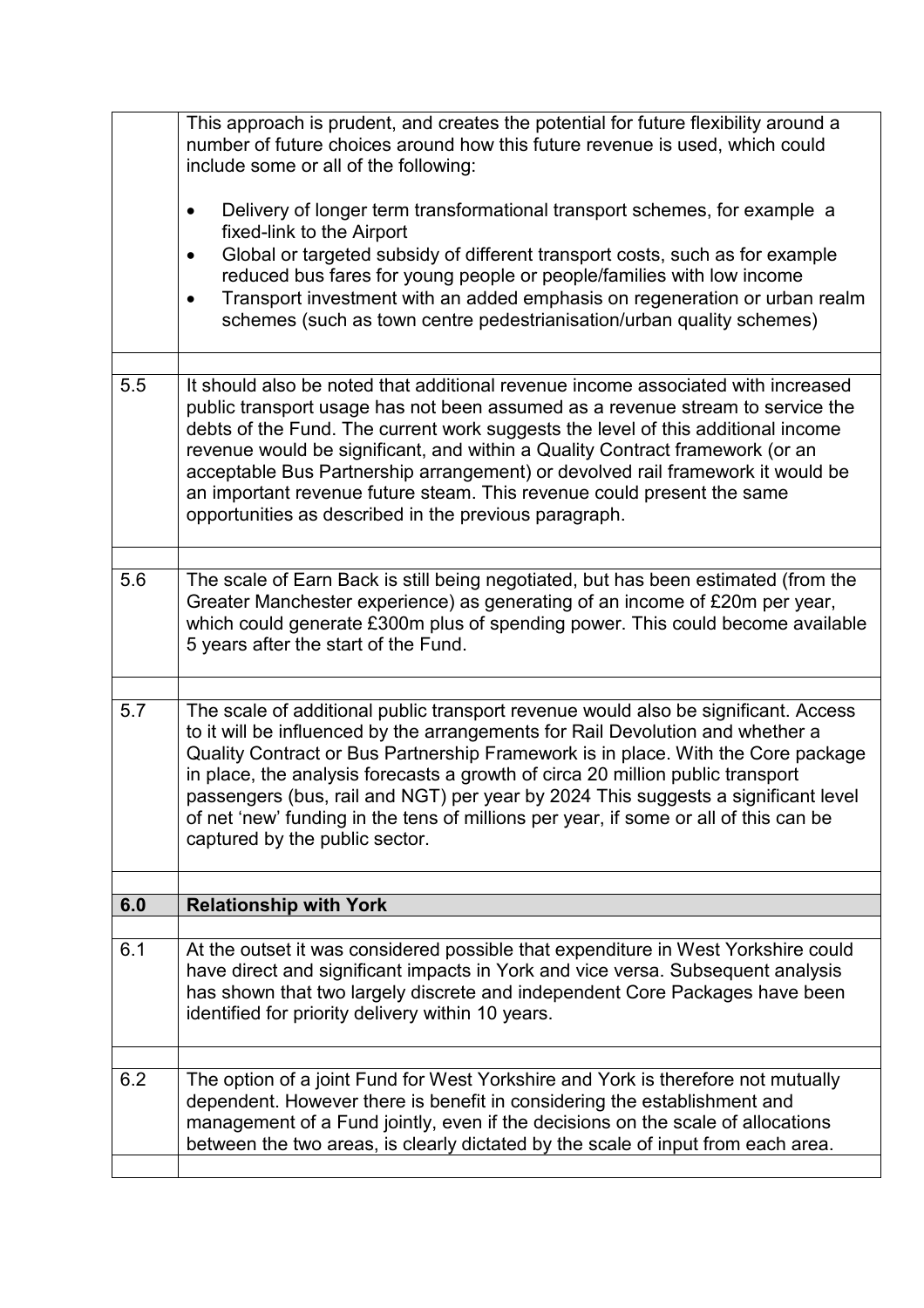| | |
|---|---|
| | This approach is prudent, and creates the potential for future flexibility around a number of future choices around how this future revenue is used, which could include some or all of the following:<br><br>• Delivery of longer term transformational transport schemes, for example a fixed-link to the Airport<br>• Global or targeted subsidy of different transport costs, such as for example reduced bus fares for young people or people/families with low income<br>• Transport investment with an added emphasis on regeneration or urban realm schemes (such as town centre pedestrianisation/urban quality schemes) |
| | |
| 5.5 | It should also be noted that additional revenue income associated with increased public transport usage has not been assumed as a revenue stream to service the debts of the Fund. The current work suggests the level of this additional income revenue would be significant, and within a Quality Contract framework (or an acceptable Bus Partnership arrangement) or devolved rail framework it would be an important revenue future steam. This revenue could present the same opportunities as described in the previous paragraph. |
| | |
| 5.6 | The scale of Earn Back is still being negotiated, but has been estimated (from the Greater Manchester experience) as generating of an income of £20m per year, which could generate £300m plus of spending power. This could become available 5 years after the start of the Fund. |
| | |
| 5.7 | The scale of additional public transport revenue would also be significant. Access to it will be influenced by the arrangements for Rail Devolution and whether a Quality Contract or Bus Partnership Framework is in place. With the Core package in place, the analysis forecasts a growth of circa 20 million public transport passengers (bus, rail and NGT) per year by 2024 This suggests a significant level of net 'new' funding in the tens of millions per year, if some or all of this can be captured by the public sector. |
| | |
| **6.0** | **Relationship with York** |
| | |
| 6.1 | At the outset it was considered possible that expenditure in West Yorkshire could have direct and significant impacts in York and vice versa. Subsequent analysis has shown that two largely discrete and independent Core Packages have been identified for priority delivery within 10 years. |
| | |
| 6.2 | The option of a joint Fund for West Yorkshire and York is therefore not mutually dependent. However there is benefit in considering the establishment and management of a Fund jointly, even if the decisions on the scale of allocations between the two areas, is clearly dictated by the scale of input from each area. |
| | |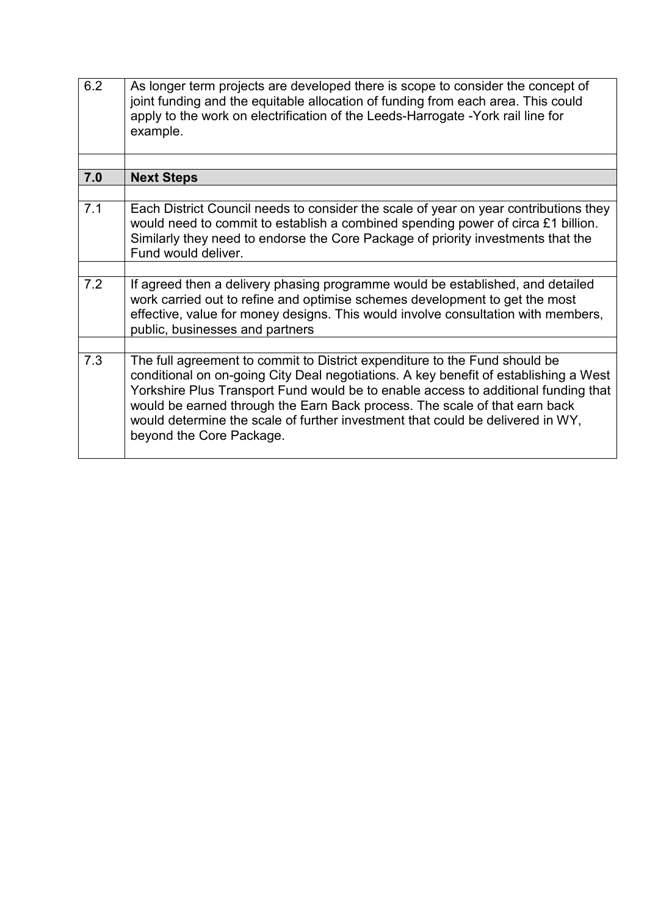| | |
|---|---|
| 6.2 | As longer term projects are developed there is scope to consider the concept of joint funding and the equitable allocation of funding from each area. This could apply to the work on electrification of the Leeds-Harrogate -York rail line for example. |
| | |
| **7.0** | **Next Steps** |
| | |
| 7.1 | Each District Council needs to consider the scale of year on year contributions they would need to commit to establish a combined spending power of circa £1 billion. Similarly they need to endorse the Core Package of priority investments that the Fund would deliver. |
| | |
| 7.2 | If agreed then a delivery phasing programme would be established, and detailed work carried out to refine and optimise schemes development to get the most effective, value for money designs. This would involve consultation with members, public, businesses and partners |
| | |
| 7.3 | The full agreement to commit to District expenditure to the Fund should be conditional on on-going City Deal negotiations. A key benefit of establishing a West Yorkshire Plus Transport Fund would be to enable access to additional funding that would be earned through the Earn Back process. The scale of that earn back would determine the scale of further investment that could be delivered in WY, beyond the Core Package. |